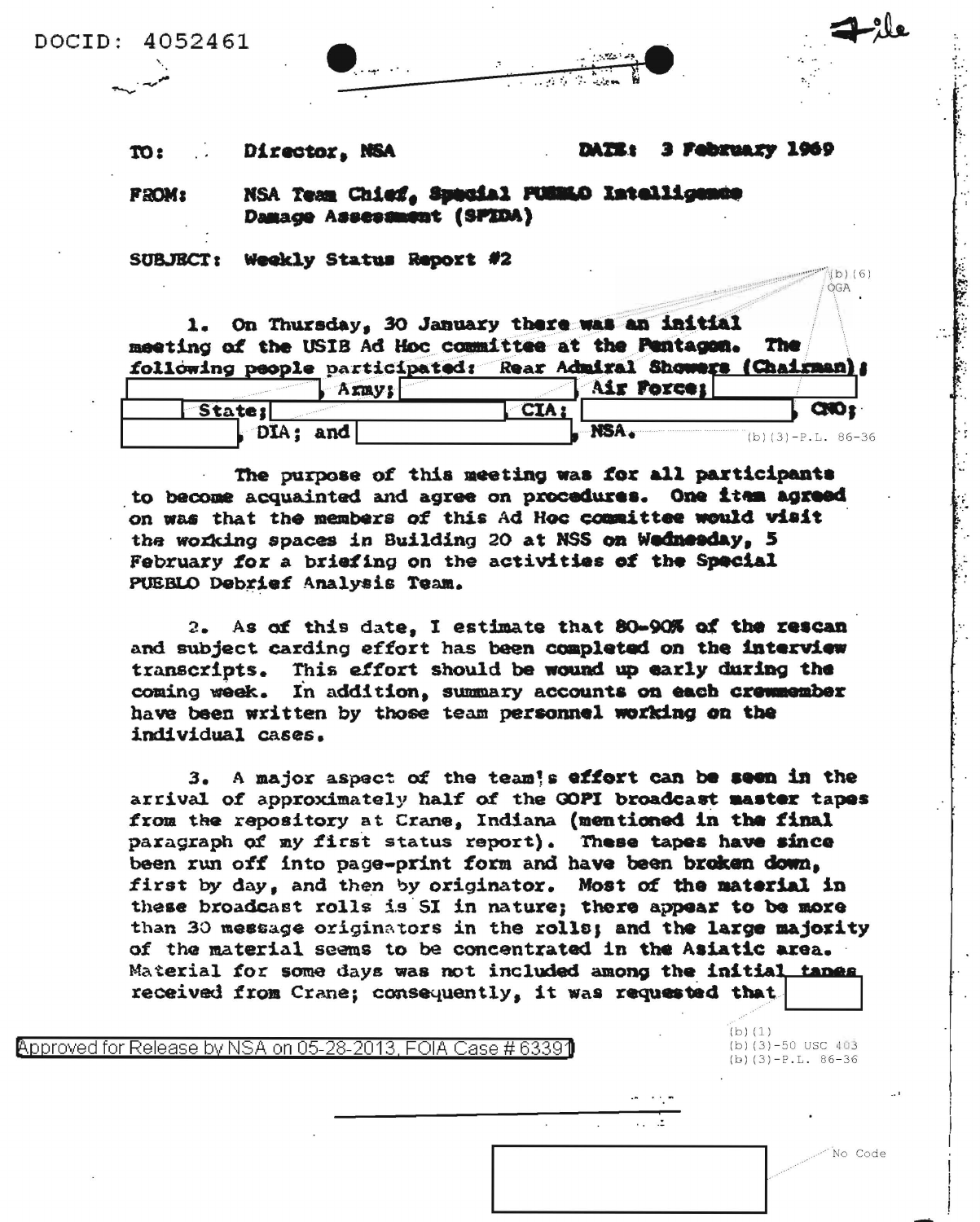DOCID: 4052461

TO: Director, NSA DATE: 3 February 1969

FROM: NSA Team Chief, Special PUEBLO Intelligence Damage Assessment (SPIDA)

SUBJECT: Weekly Status Report #2

1. On Thursday, 30 January there was an initial meeting of the USIB Ad Hoc committee at the Pentagon. The following people participated: Rear Admiral Showers (Chairman); [ ], Army; [ ], Air Force; [ ] State; [ ], CIA; [ ], CNO; [ ], DIA; and [ ], NSA.

(b)(6) OGA

(b)(3)-P.L. 86-36

The purpose of this meeting was for all participants to become acquainted and agree on procedures. One item agreed on was that the members of this Ad Hoc committee would visit the working spaces in Building 20 at NSS on Wednesday, 5 February for a briefing on the activities of the Special PUEBLO Debrief Analysis Team.

2. As of this date, I estimate that 80-90% of the rescan and subject carding effort has been completed on the interview transcripts. This effort should be wound up early during the coming week. In addition, summary accounts on each crewmember have been written by those team personnel working on the individual cases.

3. A major aspect of the team's effort can be seen in the arrival of approximately half of the GOPI broadcast master tapes from the repository at Crane, Indiana (mentioned in the final paragraph of my first status report). These tapes have since been run off into page-print form and have been broken down, first by day, and then by originator. Most of the material in these broadcast rolls is SI in nature; there appear to be more than 30 message originators in the rolls; and the large majority of the material seems to be concentrated in the Asiatic area. Material for some days was not included among the initial tapes received from Crane; consequently, it was requested that [ ]

(b)(1)
(b)(3)-50 USC 403
(b)(3)-P.L. 86-36

Approved for Release by NSA on 05-28-2013, FOIA Case # 63391

No Code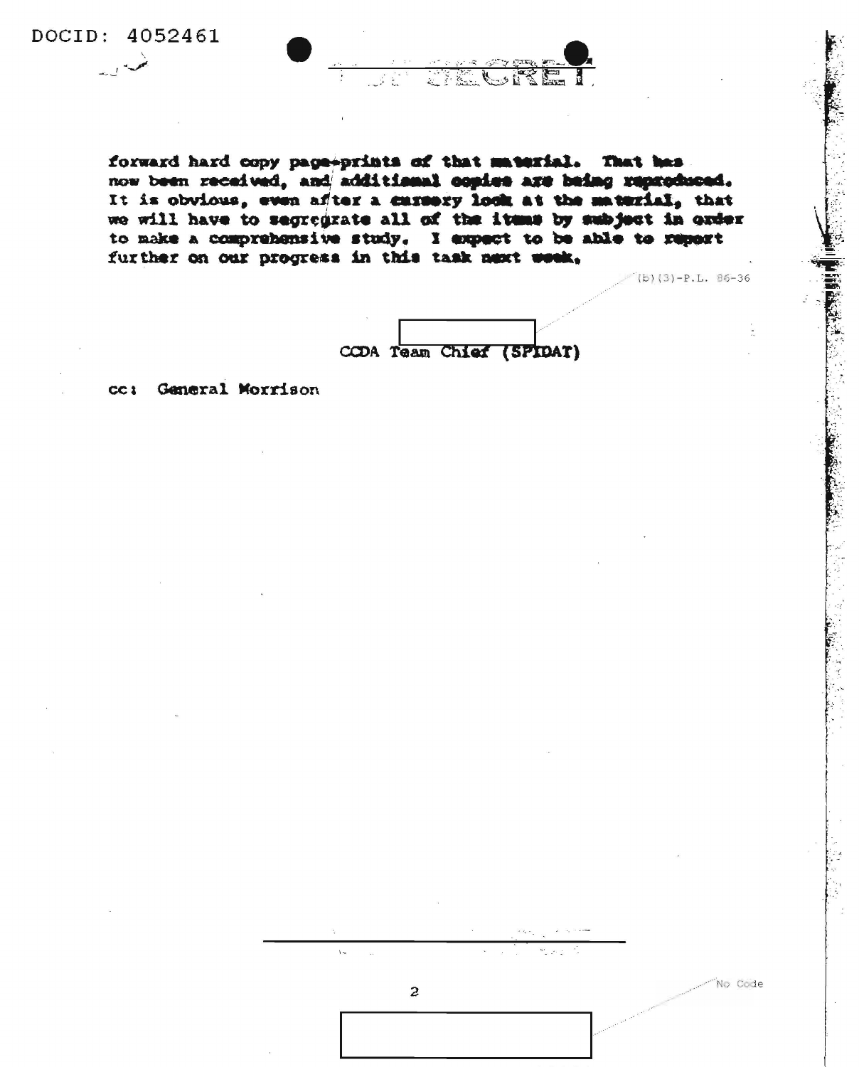DOCID: 4052461

TOP SECRET

forward hard copy page-prints of that material. That has now been received, and additional copies are being reproduced. It is obvious, even after a cursory look at the material, that we will have to segregate all of the items by subject in order to make a comprehensive study. I expect to be able to report further on our progress in this task next week.

(b)(3)-P.L. 86-36

[redacted]
CCDA Team Chief (SPIDAT)

cc: General Morrison

[redacted]

No Code